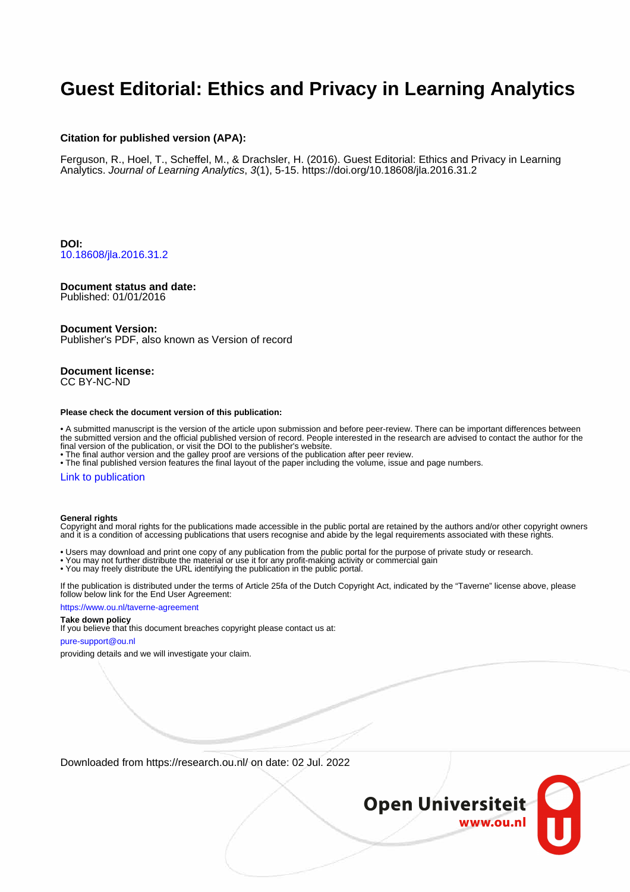# Guest Editorial: Ethics and Privacy in Learning Analytics

**Citation for published version (APA):**

Ferguson, R., Hoel, T., Scheffel, M., & Drachsler, H. (2016). Guest Editorial: Ethics and Privacy in Learning Analytics. *Journal of Learning Analytics*, *3*(1), 5-15. https://doi.org/10.18608/jla.2016.31.2

**DOI:**
10.18608/jla.2016.31.2

**Document status and date:**
Published: 01/01/2016

**Document Version:**
Publisher's PDF, also known as Version of record

**Document license:**
CC BY-NC-ND

**Please check the document version of this publication:**

• A submitted manuscript is the version of the article upon submission and before peer-review. There can be important differences between the submitted version and the official published version of record. People interested in the research are advised to contact the author for the final version of the publication, or visit the DOI to the publisher's website.
• The final author version and the galley proof are versions of the publication after peer review.
• The final published version features the final layout of the paper including the volume, issue and page numbers.

Link to publication

**General rights**
Copyright and moral rights for the publications made accessible in the public portal are retained by the authors and/or other copyright owners and it is a condition of accessing publications that users recognise and abide by the legal requirements associated with these rights.

• Users may download and print one copy of any publication from the public portal for the purpose of private study or research.
• You may not further distribute the material or use it for any profit-making activity or commercial gain
• You may freely distribute the URL identifying the publication in the public portal.

If the publication is distributed under the terms of Article 25fa of the Dutch Copyright Act, indicated by the "Taverne" license above, please follow below link for the End User Agreement:

https://www.ou.nl/taverne-agreement

**Take down policy**
If you believe that this document breaches copyright please contact us at:

pure-support@ou.nl

providing details and we will investigate your claim.

Downloaded from https://research.ou.nl/ on date: 02 Jul. 2022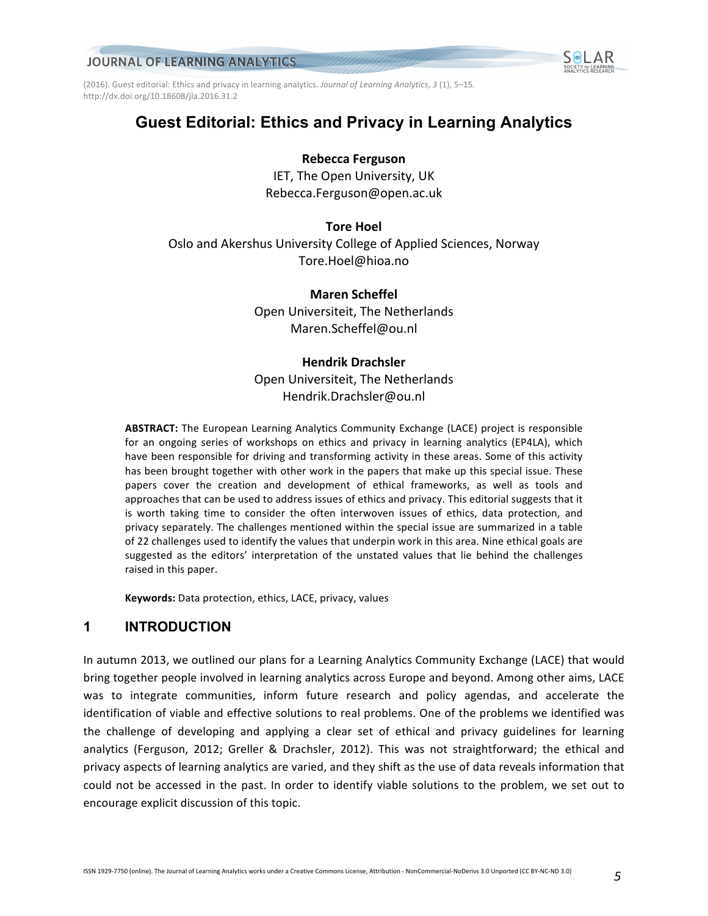# Guest Editorial: Ethics and Privacy in Learning Analytics

**Rebecca Ferguson**
IET, The Open University, UK
Rebecca.Ferguson@open.ac.uk

**Tore Hoel**
Oslo and Akershus University College of Applied Sciences, Norway
Tore.Hoel@hioa.no

**Maren Scheffel**
Open Universiteit, The Netherlands
Maren.Scheffel@ou.nl

**Hendrik Drachsler**
Open Universiteit, The Netherlands
Hendrik.Drachsler@ou.nl

**ABSTRACT:** The European Learning Analytics Community Exchange (LACE) project is responsible for an ongoing series of workshops on ethics and privacy in learning analytics (EP4LA), which have been responsible for driving and transforming activity in these areas. Some of this activity has been brought together with other work in the papers that make up this special issue. These papers cover the creation and development of ethical frameworks, as well as tools and approaches that can be used to address issues of ethics and privacy. This editorial suggests that it is worth taking time to consider the often interwoven issues of ethics, data protection, and privacy separately. The challenges mentioned within the special issue are summarized in a table of 22 challenges used to identify the values that underpin work in this area. Nine ethical goals are suggested as the editors' interpretation of the unstated values that lie behind the challenges raised in this paper.

**Keywords:** Data protection, ethics, LACE, privacy, values

## 1 INTRODUCTION

In autumn 2013, we outlined our plans for a Learning Analytics Community Exchange (LACE) that would bring together people involved in learning analytics across Europe and beyond. Among other aims, LACE was to integrate communities, inform future research and policy agendas, and accelerate the identification of viable and effective solutions to real problems. One of the problems we identified was the challenge of developing and applying a clear set of ethical and privacy guidelines for learning analytics (Ferguson, 2012; Greller & Drachsler, 2012). This was not straightforward; the ethical and privacy aspects of learning analytics are varied, and they shift as the use of data reveals information that could not be accessed in the past. In order to identify viable solutions to the problem, we set out to encourage explicit discussion of this topic.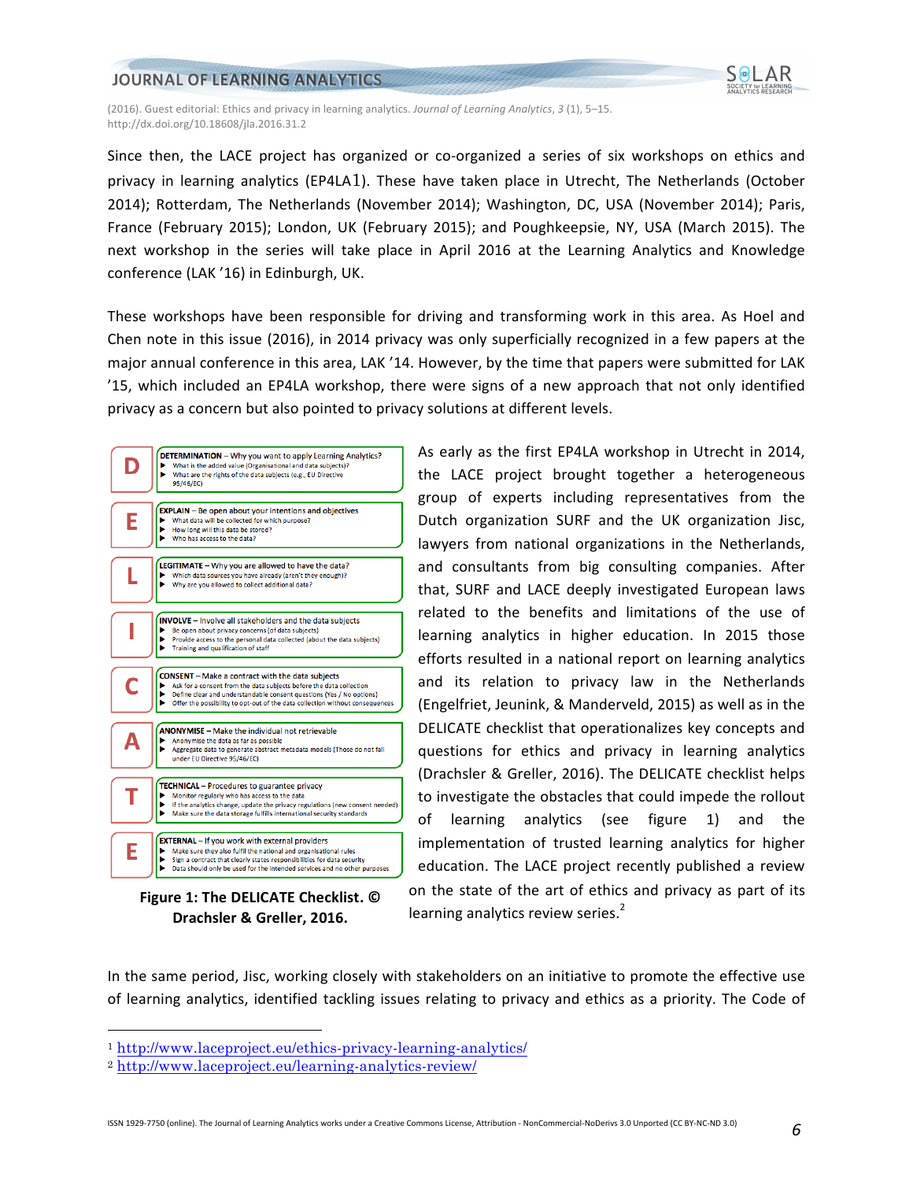Since then, the LACE project has organized or co-organized a series of six workshops on ethics and privacy in learning analytics (EP4LA[1]). These have taken place in Utrecht, The Netherlands (October 2014); Rotterdam, The Netherlands (November 2014); Washington, DC, USA (November 2014); Paris, France (February 2015); London, UK (February 2015); and Poughkeepsie, NY, USA (March 2015). The next workshop in the series will take place in April 2016 at the Learning Analytics and Knowledge conference (LAK '16) in Edinburgh, UK.

These workshops have been responsible for driving and transforming work in this area. As Hoel and Chen note in this issue (2016), in 2014 privacy was only superficially recognized in a few papers at the major annual conference in this area, LAK '14. However, by the time that papers were submitted for LAK '15, which included an EP4LA workshop, there were signs of a new approach that not only identified privacy as a concern but also pointed to privacy solutions at different levels.

| | |
|---|---|
| **D** | **DETERMINATION** – Why you want to apply Learning Analytics? <br> ▶ What is the added value (Organisational and data subjects)? <br> ▶ What are the rights of the data subjects (e.g., EU Directive 95/46/EC) |
| **E** | **EXPLAIN** – Be open about your intentions and objectives <br> ▶ What data will be collected for which purpose? <br> ▶ How long will this data be stored? <br> ▶ Who has access to the data? |
| **L** | **LEGITIMATE** – Why you are allowed to have the data? <br> ▶ Which data sources you have already (aren't they enough)? <br> ▶ Why are you allowed to collect additional data? |
| **I** | **INVOLVE** – Involve all stakeholders and the data subjects <br> ▶ Be open about privacy concerns (of data subjects) <br> ▶ Provide access to the personal data collected (about the data subjects) <br> ▶ Training and qualification of staff |
| **C** | **CONSENT** – Make a contract with the data subjects <br> ▶ Ask for a consent from the data subjects before the data collection <br> ▶ Define clear and understandable consent questions (Yes / No options) <br> ▶ Offer the possibility to opt-out of the data collection without consequences |
| **A** | **ANONYMISE** – Make the individual not retrievable <br> ▶ Anonymise the data as far as possible <br> ▶ Aggregate data to generate abstract metadata models (Those do not fall under EU Directive 95/46/EC) |
| **T** | **TECHNICAL** – Procedures to guarantee privacy <br> ▶ Monitor regularly who has access to the data <br> ▶ If the analytics change, update the privacy regulations (new consent needed) <br> ▶ Make sure the data storage fulfills international security standards |
| **E** | **EXTERNAL** – If you work with external providers <br> ▶ Make sure they also fulfill the national and organisational rules <br> ▶ Sign a contract that clearly states responsibilities for data security <br> ▶ Data should only be used for the intended services and no other purposes |

**Figure 1: The DELICATE Checklist. © Drachsler & Greller, 2016.**

As early as the first EP4LA workshop in Utrecht in 2014, the LACE project brought together a heterogeneous group of experts including representatives from the Dutch organization SURF and the UK organization Jisc, lawyers from national organizations in the Netherlands, and consultants from big consulting companies. After that, SURF and LACE deeply investigated European laws related to the benefits and limitations of the use of learning analytics in higher education. In 2015 those efforts resulted in a national report on learning analytics and its relation to privacy law in the Netherlands (Engelfriet, Jeunink, & Manderveld, 2015) as well as in the DELICATE checklist that operationalizes key concepts and questions for ethics and privacy in learning analytics (Drachsler & Greller, 2016). The DELICATE checklist helps to investigate the obstacles that could impede the rollout of learning analytics (see figure 1) and the implementation of trusted learning analytics for higher education. The LACE project recently published a review on the state of the art of ethics and privacy as part of its learning analytics review series.[2]

In the same period, Jisc, working closely with stakeholders on an initiative to promote the effective use of learning analytics, identified tackling issues relating to privacy and ethics as a priority. The Code of

[1] http://www.laceproject.eu/ethics-privacy-learning-analytics/

[2] http://www.laceproject.eu/learning-analytics-review/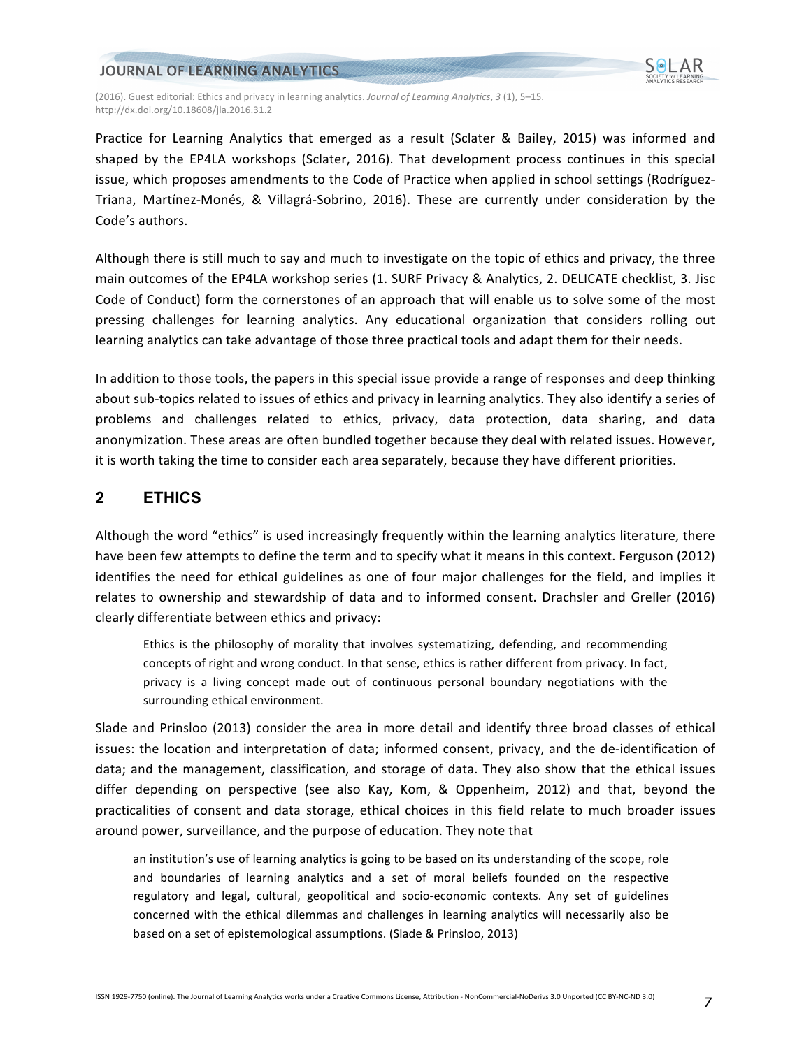Practice for Learning Analytics that emerged as a result (Sclater & Bailey, 2015) was informed and shaped by the EP4LA workshops (Sclater, 2016). That development process continues in this special issue, which proposes amendments to the Code of Practice when applied in school settings (Rodríguez-Triana, Martínez-Monés, & Villagrá-Sobrino, 2016). These are currently under consideration by the Code's authors.

Although there is still much to say and much to investigate on the topic of ethics and privacy, the three main outcomes of the EP4LA workshop series (1. SURF Privacy & Analytics, 2. DELICATE checklist, 3. Jisc Code of Conduct) form the cornerstones of an approach that will enable us to solve some of the most pressing challenges for learning analytics. Any educational organization that considers rolling out learning analytics can take advantage of those three practical tools and adapt them for their needs.

In addition to those tools, the papers in this special issue provide a range of responses and deep thinking about sub-topics related to issues of ethics and privacy in learning analytics. They also identify a series of problems and challenges related to ethics, privacy, data protection, data sharing, and data anonymization. These areas are often bundled together because they deal with related issues. However, it is worth taking the time to consider each area separately, because they have different priorities.

## 2 ETHICS

Although the word "ethics" is used increasingly frequently within the learning analytics literature, there have been few attempts to define the term and to specify what it means in this context. Ferguson (2012) identifies the need for ethical guidelines as one of four major challenges for the field, and implies it relates to ownership and stewardship of data and to informed consent. Drachsler and Greller (2016) clearly differentiate between ethics and privacy:

> Ethics is the philosophy of morality that involves systematizing, defending, and recommending concepts of right and wrong conduct. In that sense, ethics is rather different from privacy. In fact, privacy is a living concept made out of continuous personal boundary negotiations with the surrounding ethical environment.

Slade and Prinsloo (2013) consider the area in more detail and identify three broad classes of ethical issues: the location and interpretation of data; informed consent, privacy, and the de-identification of data; and the management, classification, and storage of data. They also show that the ethical issues differ depending on perspective (see also Kay, Kom, & Oppenheim, 2012) and that, beyond the practicalities of consent and data storage, ethical choices in this field relate to much broader issues around power, surveillance, and the purpose of education. They note that

> an institution's use of learning analytics is going to be based on its understanding of the scope, role and boundaries of learning analytics and a set of moral beliefs founded on the respective regulatory and legal, cultural, geopolitical and socio-economic contexts. Any set of guidelines concerned with the ethical dilemmas and challenges in learning analytics will necessarily also be based on a set of epistemological assumptions. (Slade & Prinsloo, 2013)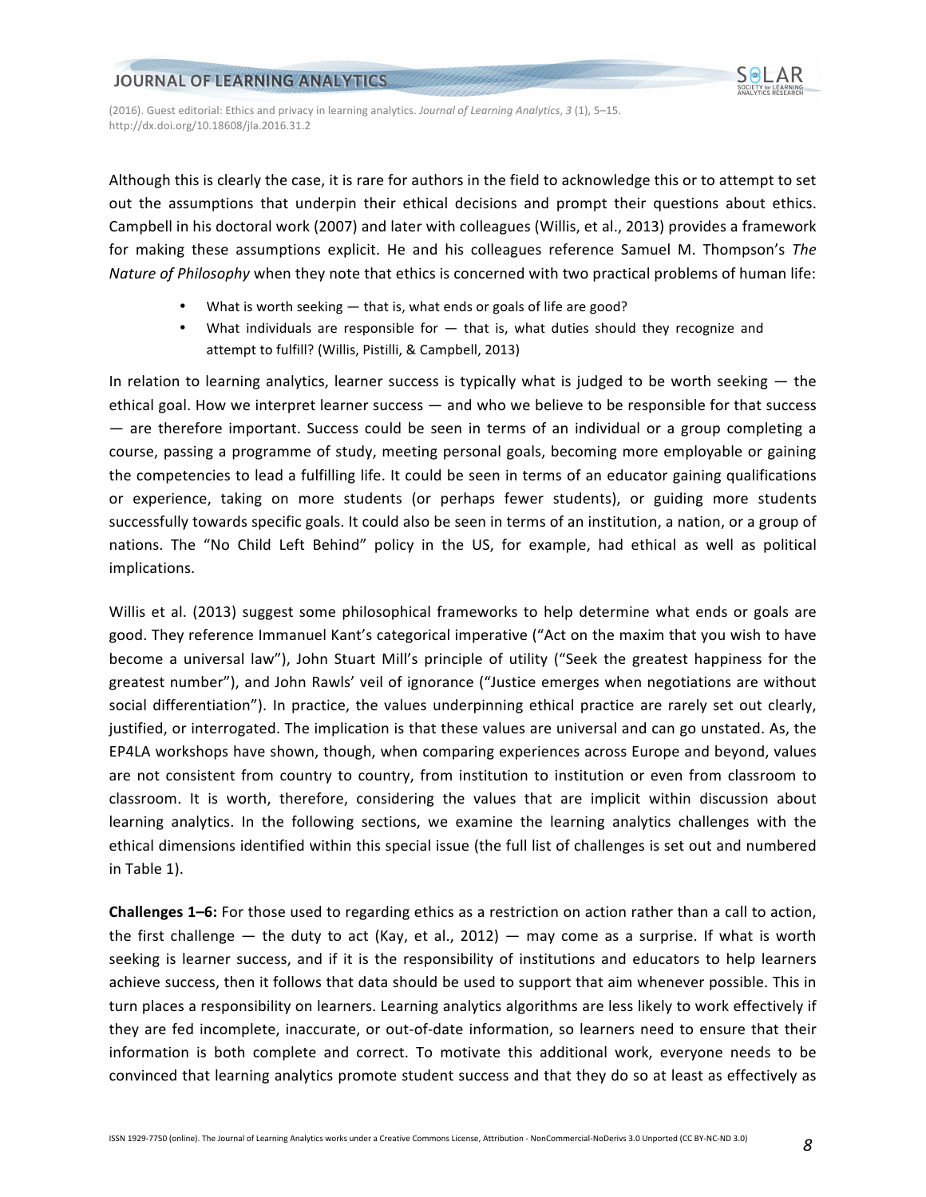Although this is clearly the case, it is rare for authors in the field to acknowledge this or to attempt to set out the assumptions that underpin their ethical decisions and prompt their questions about ethics. Campbell in his doctoral work (2007) and later with colleagues (Willis, et al., 2013) provides a framework for making these assumptions explicit. He and his colleagues reference Samuel M. Thompson's *The Nature of Philosophy* when they note that ethics is concerned with two practical problems of human life:

- What is worth seeking — that is, what ends or goals of life are good?
- What individuals are responsible for — that is, what duties should they recognize and attempt to fulfill? (Willis, Pistilli, & Campbell, 2013)

In relation to learning analytics, learner success is typically what is judged to be worth seeking — the ethical goal. How we interpret learner success — and who we believe to be responsible for that success — are therefore important. Success could be seen in terms of an individual or a group completing a course, passing a programme of study, meeting personal goals, becoming more employable or gaining the competencies to lead a fulfilling life. It could be seen in terms of an educator gaining qualifications or experience, taking on more students (or perhaps fewer students), or guiding more students successfully towards specific goals. It could also be seen in terms of an institution, a nation, or a group of nations. The "No Child Left Behind" policy in the US, for example, had ethical as well as political implications.

Willis et al. (2013) suggest some philosophical frameworks to help determine what ends or goals are good. They reference Immanuel Kant's categorical imperative ("Act on the maxim that you wish to have become a universal law"), John Stuart Mill's principle of utility ("Seek the greatest happiness for the greatest number"), and John Rawls' veil of ignorance ("Justice emerges when negotiations are without social differentiation"). In practice, the values underpinning ethical practice are rarely set out clearly, justified, or interrogated. The implication is that these values are universal and can go unstated. As, the EP4LA workshops have shown, though, when comparing experiences across Europe and beyond, values are not consistent from country to country, from institution to institution or even from classroom to classroom. It is worth, therefore, considering the values that are implicit within discussion about learning analytics. In the following sections, we examine the learning analytics challenges with the ethical dimensions identified within this special issue (the full list of challenges is set out and numbered in Table 1).

**Challenges 1–6:** For those used to regarding ethics as a restriction on action rather than a call to action, the first challenge — the duty to act (Kay, et al., 2012) — may come as a surprise. If what is worth seeking is learner success, and if it is the responsibility of institutions and educators to help learners achieve success, then it follows that data should be used to support that aim whenever possible. This in turn places a responsibility on learners. Learning analytics algorithms are less likely to work effectively if they are fed incomplete, inaccurate, or out-of-date information, so learners need to ensure that their information is both complete and correct. To motivate this additional work, everyone needs to be convinced that learning analytics promote student success and that they do so at least as effectively as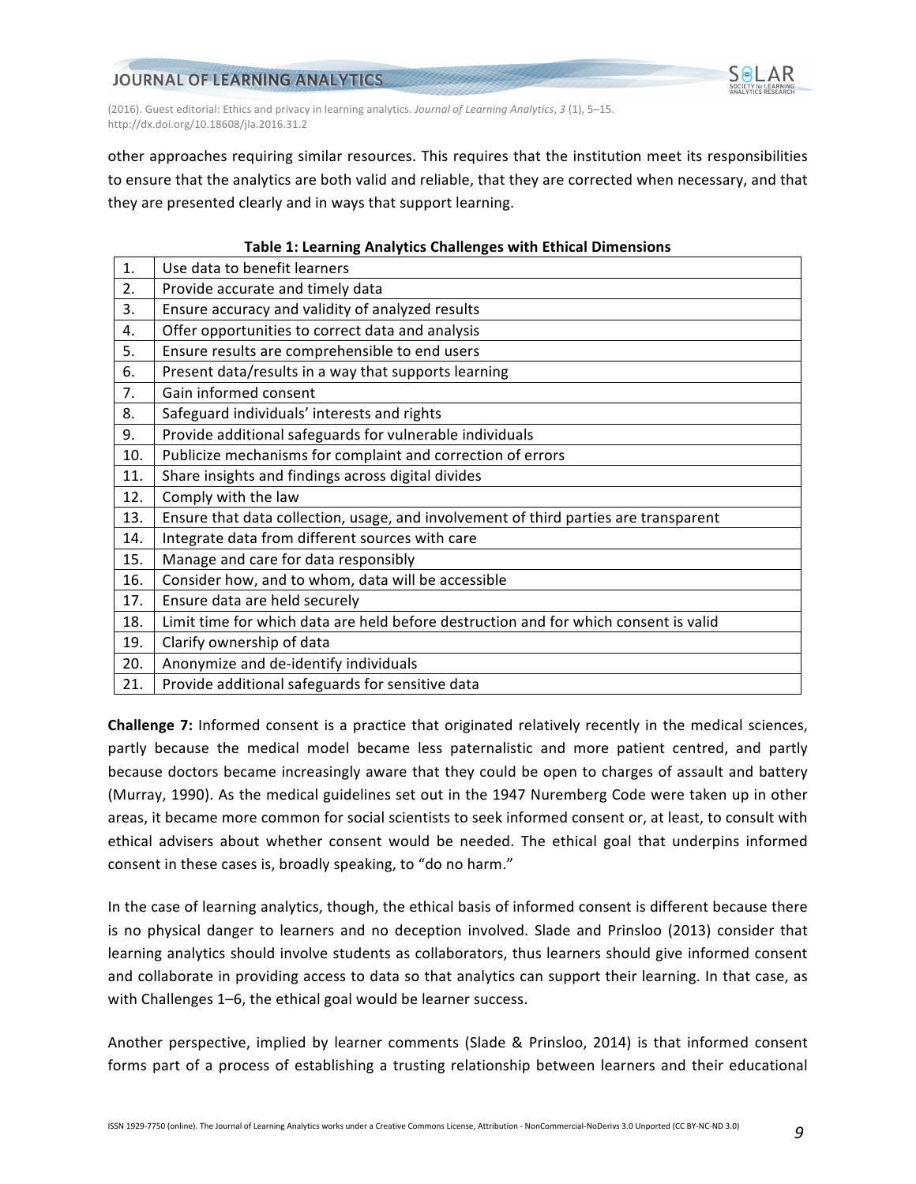other approaches requiring similar resources. This requires that the institution meet its responsibilities to ensure that the analytics are both valid and reliable, that they are corrected when necessary, and that they are presented clearly and in ways that support learning.

**Table 1: Learning Analytics Challenges with Ethical Dimensions**

| | |
|---|---|
| 1. | Use data to benefit learners |
| 2. | Provide accurate and timely data |
| 3. | Ensure accuracy and validity of analyzed results |
| 4. | Offer opportunities to correct data and analysis |
| 5. | Ensure results are comprehensible to end users |
| 6. | Present data/results in a way that supports learning |
| 7. | Gain informed consent |
| 8. | Safeguard individuals' interests and rights |
| 9. | Provide additional safeguards for vulnerable individuals |
| 10. | Publicize mechanisms for complaint and correction of errors |
| 11. | Share insights and findings across digital divides |
| 12. | Comply with the law |
| 13. | Ensure that data collection, usage, and involvement of third parties are transparent |
| 14. | Integrate data from different sources with care |
| 15. | Manage and care for data responsibly |
| 16. | Consider how, and to whom, data will be accessible |
| 17. | Ensure data are held securely |
| 18. | Limit time for which data are held before destruction and for which consent is valid |
| 19. | Clarify ownership of data |
| 20. | Anonymize and de-identify individuals |
| 21. | Provide additional safeguards for sensitive data |

**Challenge 7:** Informed consent is a practice that originated relatively recently in the medical sciences, partly because the medical model became less paternalistic and more patient centred, and partly because doctors became increasingly aware that they could be open to charges of assault and battery (Murray, 1990). As the medical guidelines set out in the 1947 Nuremberg Code were taken up in other areas, it became more common for social scientists to seek informed consent or, at least, to consult with ethical advisers about whether consent would be needed. The ethical goal that underpins informed consent in these cases is, broadly speaking, to "do no harm."

In the case of learning analytics, though, the ethical basis of informed consent is different because there is no physical danger to learners and no deception involved. Slade and Prinsloo (2013) consider that learning analytics should involve students as collaborators, thus learners should give informed consent and collaborate in providing access to data so that analytics can support their learning. In that case, as with Challenges 1–6, the ethical goal would be learner success.

Another perspective, implied by learner comments (Slade & Prinsloo, 2014) is that informed consent forms part of a process of establishing a trusting relationship between learners and their educational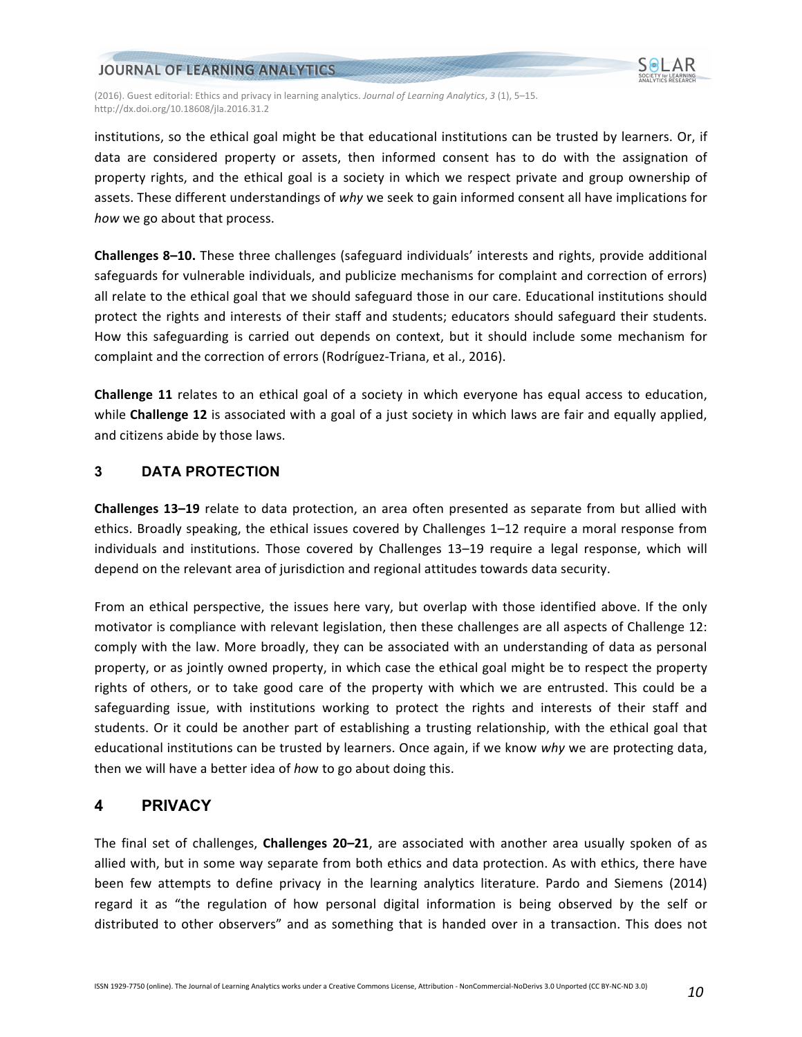institutions, so the ethical goal might be that educational institutions can be trusted by learners. Or, if data are considered property or assets, then informed consent has to do with the assignation of property rights, and the ethical goal is a society in which we respect private and group ownership of assets. These different understandings of *why* we seek to gain informed consent all have implications for *how* we go about that process.

**Challenges 8–10.** These three challenges (safeguard individuals' interests and rights, provide additional safeguards for vulnerable individuals, and publicize mechanisms for complaint and correction of errors) all relate to the ethical goal that we should safeguard those in our care. Educational institutions should protect the rights and interests of their staff and students; educators should safeguard their students. How this safeguarding is carried out depends on context, but it should include some mechanism for complaint and the correction of errors (Rodríguez-Triana, et al., 2016).

**Challenge 11** relates to an ethical goal of a society in which everyone has equal access to education, while **Challenge 12** is associated with a goal of a just society in which laws are fair and equally applied, and citizens abide by those laws.

## 3 DATA PROTECTION

**Challenges 13–19** relate to data protection, an area often presented as separate from but allied with ethics. Broadly speaking, the ethical issues covered by Challenges 1–12 require a moral response from individuals and institutions. Those covered by Challenges 13–19 require a legal response, which will depend on the relevant area of jurisdiction and regional attitudes towards data security.

From an ethical perspective, the issues here vary, but overlap with those identified above. If the only motivator is compliance with relevant legislation, then these challenges are all aspects of Challenge 12: comply with the law. More broadly, they can be associated with an understanding of data as personal property, or as jointly owned property, in which case the ethical goal might be to respect the property rights of others, or to take good care of the property with which we are entrusted. This could be a safeguarding issue, with institutions working to protect the rights and interests of their staff and students. Or it could be another part of establishing a trusting relationship, with the ethical goal that educational institutions can be trusted by learners. Once again, if we know *why* we are protecting data, then we will have a better idea of *ho*w to go about doing this.

## 4 PRIVACY

The final set of challenges, **Challenges 20–21**, are associated with another area usually spoken of as allied with, but in some way separate from both ethics and data protection. As with ethics, there have been few attempts to define privacy in the learning analytics literature. Pardo and Siemens (2014) regard it as "the regulation of how personal digital information is being observed by the self or distributed to other observers" and as something that is handed over in a transaction. This does not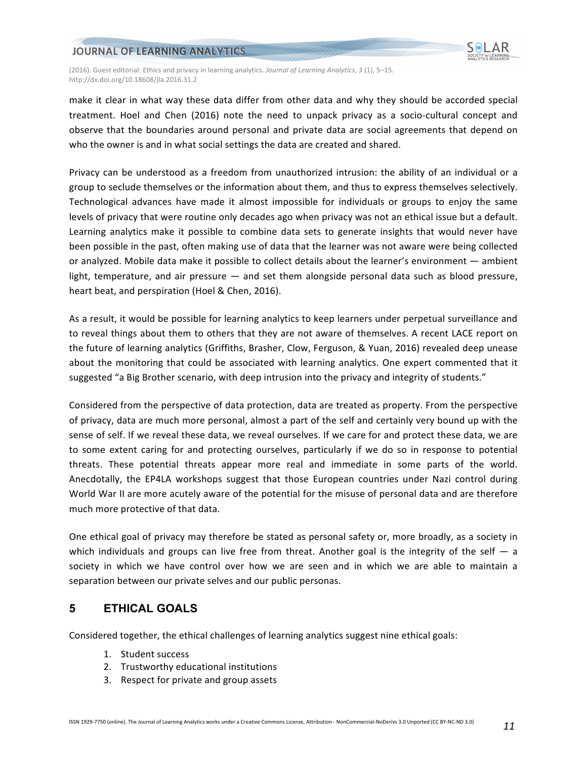make it clear in what way these data differ from other data and why they should be accorded special treatment. Hoel and Chen (2016) note the need to unpack privacy as a socio-cultural concept and observe that the boundaries around personal and private data are social agreements that depend on who the owner is and in what social settings the data are created and shared.

Privacy can be understood as a freedom from unauthorized intrusion: the ability of an individual or a group to seclude themselves or the information about them, and thus to express themselves selectively. Technological advances have made it almost impossible for individuals or groups to enjoy the same levels of privacy that were routine only decades ago when privacy was not an ethical issue but a default. Learning analytics make it possible to combine data sets to generate insights that would never have been possible in the past, often making use of data that the learner was not aware were being collected or analyzed. Mobile data make it possible to collect details about the learner's environment — ambient light, temperature, and air pressure — and set them alongside personal data such as blood pressure, heart beat, and perspiration (Hoel & Chen, 2016).

As a result, it would be possible for learning analytics to keep learners under perpetual surveillance and to reveal things about them to others that they are not aware of themselves. A recent LACE report on the future of learning analytics (Griffiths, Brasher, Clow, Ferguson, & Yuan, 2016) revealed deep unease about the monitoring that could be associated with learning analytics. One expert commented that it suggested "a Big Brother scenario, with deep intrusion into the privacy and integrity of students."

Considered from the perspective of data protection, data are treated as property. From the perspective of privacy, data are much more personal, almost a part of the self and certainly very bound up with the sense of self. If we reveal these data, we reveal ourselves. If we care for and protect these data, we are to some extent caring for and protecting ourselves, particularly if we do so in response to potential threats. These potential threats appear more real and immediate in some parts of the world. Anecdotally, the EP4LA workshops suggest that those European countries under Nazi control during World War II are more acutely aware of the potential for the misuse of personal data and are therefore much more protective of that data.

One ethical goal of privacy may therefore be stated as personal safety or, more broadly, as a society in which individuals and groups can live free from threat. Another goal is the integrity of the self — a society in which we have control over how we are seen and in which we are able to maintain a separation between our private selves and our public personas.

## 5 ETHICAL GOALS

Considered together, the ethical challenges of learning analytics suggest nine ethical goals:

1. Student success
2. Trustworthy educational institutions
3. Respect for private and group assets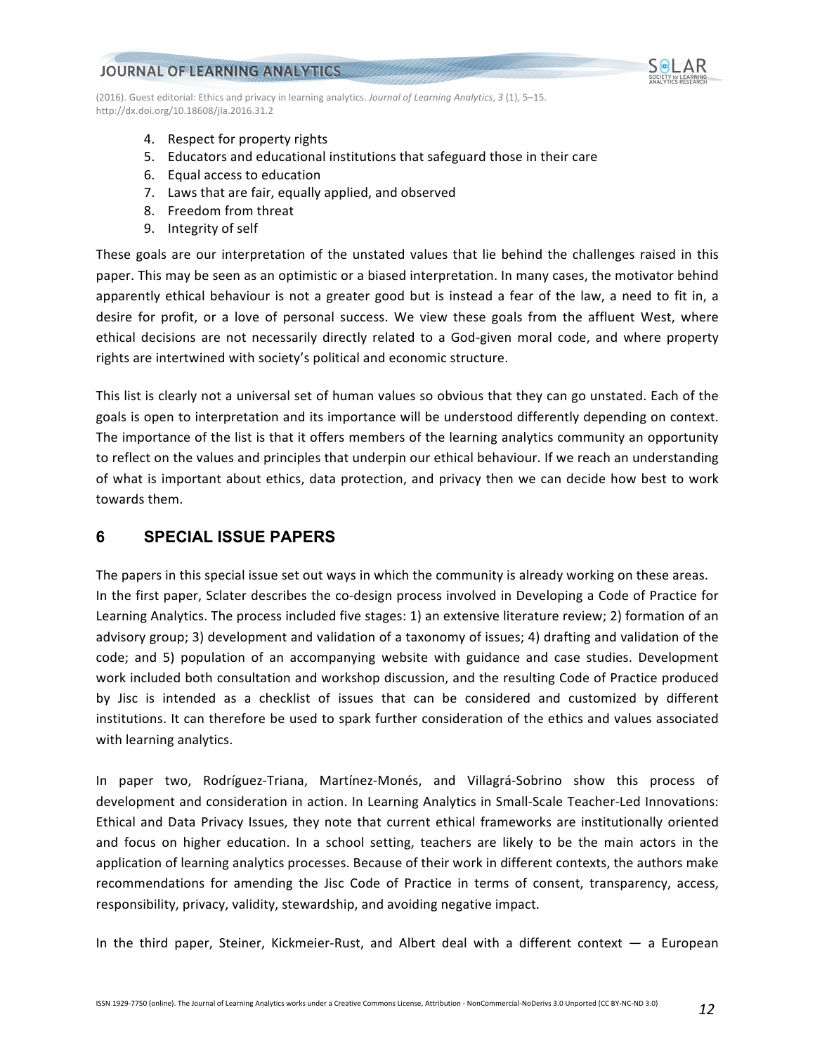4. Respect for property rights
5. Educators and educational institutions that safeguard those in their care
6. Equal access to education
7. Laws that are fair, equally applied, and observed
8. Freedom from threat
9. Integrity of self

These goals are our interpretation of the unstated values that lie behind the challenges raised in this paper. This may be seen as an optimistic or a biased interpretation. In many cases, the motivator behind apparently ethical behaviour is not a greater good but is instead a fear of the law, a need to fit in, a desire for profit, or a love of personal success. We view these goals from the affluent West, where ethical decisions are not necessarily directly related to a God-given moral code, and where property rights are intertwined with society's political and economic structure.

This list is clearly not a universal set of human values so obvious that they can go unstated. Each of the goals is open to interpretation and its importance will be understood differently depending on context. The importance of the list is that it offers members of the learning analytics community an opportunity to reflect on the values and principles that underpin our ethical behaviour. If we reach an understanding of what is important about ethics, data protection, and privacy then we can decide how best to work towards them.

## 6 SPECIAL ISSUE PAPERS

The papers in this special issue set out ways in which the community is already working on these areas. In the first paper, Sclater describes the co-design process involved in Developing a Code of Practice for Learning Analytics. The process included five stages: 1) an extensive literature review; 2) formation of an advisory group; 3) development and validation of a taxonomy of issues; 4) drafting and validation of the code; and 5) population of an accompanying website with guidance and case studies. Development work included both consultation and workshop discussion, and the resulting Code of Practice produced by Jisc is intended as a checklist of issues that can be considered and customized by different institutions. It can therefore be used to spark further consideration of the ethics and values associated with learning analytics.

In paper two, Rodríguez-Triana, Martínez-Monés, and Villagrá-Sobrino show this process of development and consideration in action. In Learning Analytics in Small-Scale Teacher-Led Innovations: Ethical and Data Privacy Issues, they note that current ethical frameworks are institutionally oriented and focus on higher education. In a school setting, teachers are likely to be the main actors in the application of learning analytics processes. Because of their work in different contexts, the authors make recommendations for amending the Jisc Code of Practice in terms of consent, transparency, access, responsibility, privacy, validity, stewardship, and avoiding negative impact.

In the third paper, Steiner, Kickmeier-Rust, and Albert deal with a different context — a European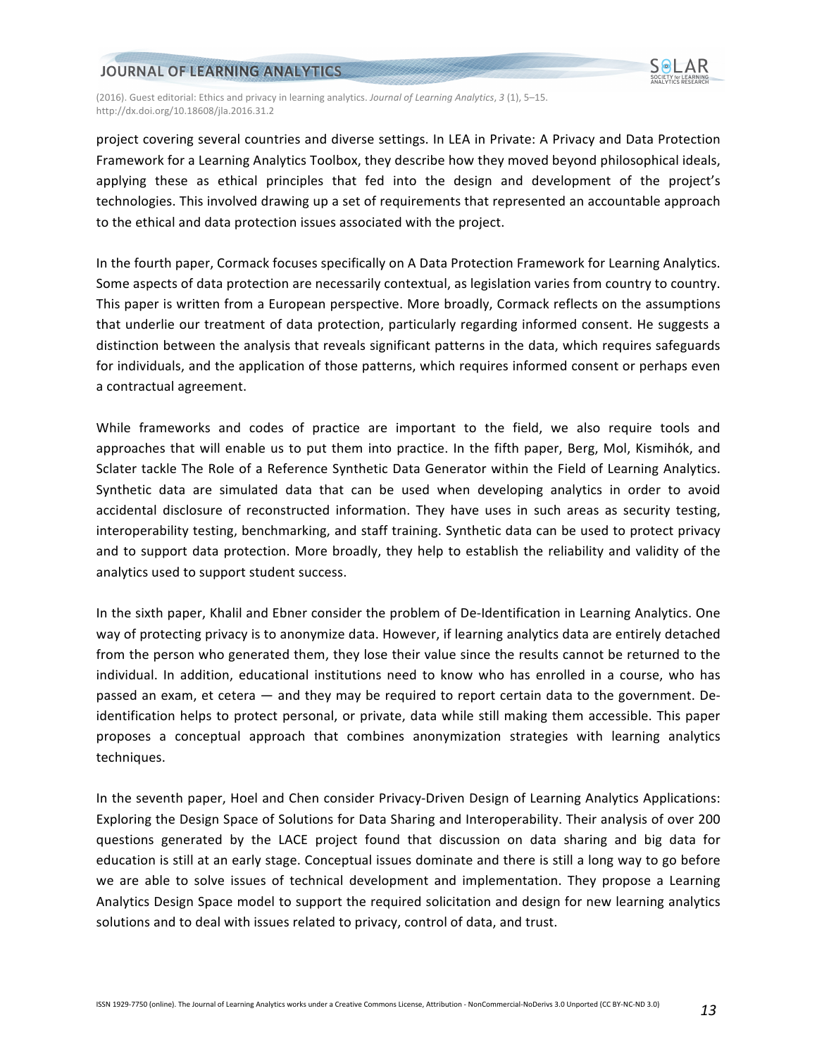project covering several countries and diverse settings. In LEA in Private: A Privacy and Data Protection Framework for a Learning Analytics Toolbox, they describe how they moved beyond philosophical ideals, applying these as ethical principles that fed into the design and development of the project's technologies. This involved drawing up a set of requirements that represented an accountable approach to the ethical and data protection issues associated with the project.

In the fourth paper, Cormack focuses specifically on A Data Protection Framework for Learning Analytics. Some aspects of data protection are necessarily contextual, as legislation varies from country to country. This paper is written from a European perspective. More broadly, Cormack reflects on the assumptions that underlie our treatment of data protection, particularly regarding informed consent. He suggests a distinction between the analysis that reveals significant patterns in the data, which requires safeguards for individuals, and the application of those patterns, which requires informed consent or perhaps even a contractual agreement.

While frameworks and codes of practice are important to the field, we also require tools and approaches that will enable us to put them into practice. In the fifth paper, Berg, Mol, Kismihók, and Sclater tackle The Role of a Reference Synthetic Data Generator within the Field of Learning Analytics. Synthetic data are simulated data that can be used when developing analytics in order to avoid accidental disclosure of reconstructed information. They have uses in such areas as security testing, interoperability testing, benchmarking, and staff training. Synthetic data can be used to protect privacy and to support data protection. More broadly, they help to establish the reliability and validity of the analytics used to support student success.

In the sixth paper, Khalil and Ebner consider the problem of De-Identification in Learning Analytics. One way of protecting privacy is to anonymize data. However, if learning analytics data are entirely detached from the person who generated them, they lose their value since the results cannot be returned to the individual. In addition, educational institutions need to know who has enrolled in a course, who has passed an exam, et cetera — and they may be required to report certain data to the government. De-identification helps to protect personal, or private, data while still making them accessible. This paper proposes a conceptual approach that combines anonymization strategies with learning analytics techniques.

In the seventh paper, Hoel and Chen consider Privacy-Driven Design of Learning Analytics Applications: Exploring the Design Space of Solutions for Data Sharing and Interoperability. Their analysis of over 200 questions generated by the LACE project found that discussion on data sharing and big data for education is still at an early stage. Conceptual issues dominate and there is still a long way to go before we are able to solve issues of technical development and implementation. They propose a Learning Analytics Design Space model to support the required solicitation and design for new learning analytics solutions and to deal with issues related to privacy, control of data, and trust.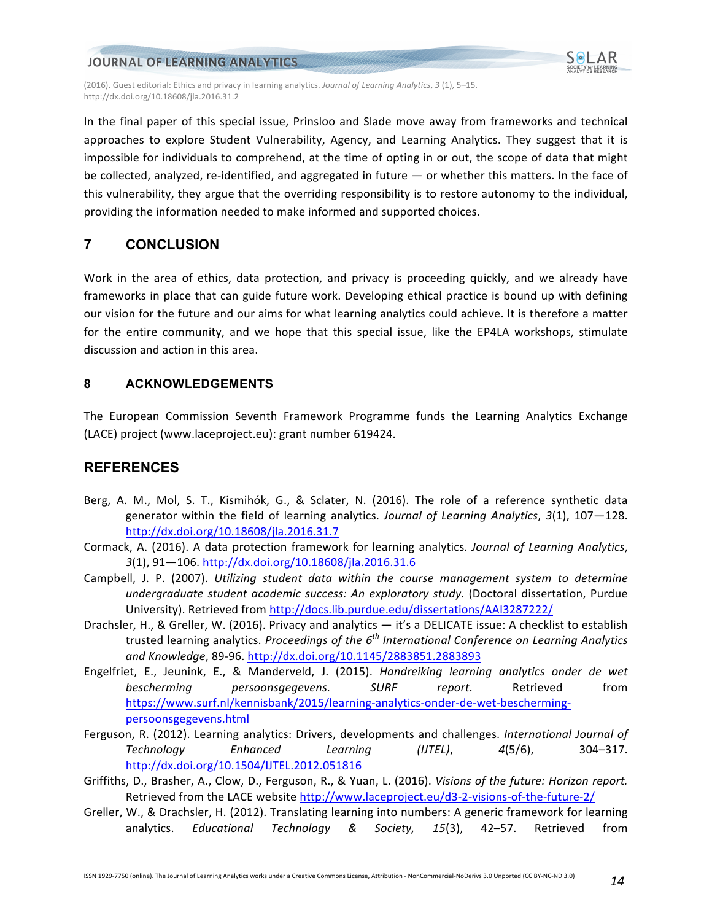In the final paper of this special issue, Prinsloo and Slade move away from frameworks and technical approaches to explore Student Vulnerability, Agency, and Learning Analytics. They suggest that it is impossible for individuals to comprehend, at the time of opting in or out, the scope of data that might be collected, analyzed, re-identified, and aggregated in future — or whether this matters. In the face of this vulnerability, they argue that the overriding responsibility is to restore autonomy to the individual, providing the information needed to make informed and supported choices.

## 7 CONCLUSION

Work in the area of ethics, data protection, and privacy is proceeding quickly, and we already have frameworks in place that can guide future work. Developing ethical practice is bound up with defining our vision for the future and our aims for what learning analytics could achieve. It is therefore a matter for the entire community, and we hope that this special issue, like the EP4LA workshops, stimulate discussion and action in this area.

## 8 ACKNOWLEDGEMENTS

The European Commission Seventh Framework Programme funds the Learning Analytics Exchange (LACE) project (www.laceproject.eu): grant number 619424.

## REFERENCES

Berg, A. M., Mol, S. T., Kismihók, G., & Sclater, N. (2016). The role of a reference synthetic data generator within the field of learning analytics. *Journal of Learning Analytics*, *3*(1), 107—128. http://dx.doi.org/10.18608/jla.2016.31.7

Cormack, A. (2016). A data protection framework for learning analytics. *Journal of Learning Analytics*, *3*(1), 91—106. http://dx.doi.org/10.18608/jla.2016.31.6

Campbell, J. P. (2007). *Utilizing student data within the course management system to determine undergraduate student academic success: An exploratory study*. (Doctoral dissertation, Purdue University). Retrieved from http://docs.lib.purdue.edu/dissertations/AAI3287222/

Drachsler, H., & Greller, W. (2016). Privacy and analytics — it's a DELICATE issue: A checklist to establish trusted learning analytics. *Proceedings of the 6th International Conference on Learning Analytics and Knowledge*, 89-96. http://dx.doi.org/10.1145/2883851.2883893

Engelfriet, E., Jeunink, E., & Manderveld, J. (2015). *Handreiking learning analytics onder de wet bescherming persoonsgegevens. SURF report.* Retrieved from https://www.surf.nl/kennisbank/2015/learning-analytics-onder-de-wet-bescherming-persoonsgegevens.html

Ferguson, R. (2012). Learning analytics: Drivers, developments and challenges. *International Journal of Technology Enhanced Learning (IJTEL)*, *4*(5/6), 304–317. http://dx.doi.org/10.1504/IJTEL.2012.051816

Griffiths, D., Brasher, A., Clow, D., Ferguson, R., & Yuan, L. (2016). *Visions of the future: Horizon report.* Retrieved from the LACE website http://www.laceproject.eu/d3-2-visions-of-the-future-2/

Greller, W., & Drachsler, H. (2012). Translating learning into numbers: A generic framework for learning analytics. *Educational Technology & Society, 15*(3), 42–57. Retrieved from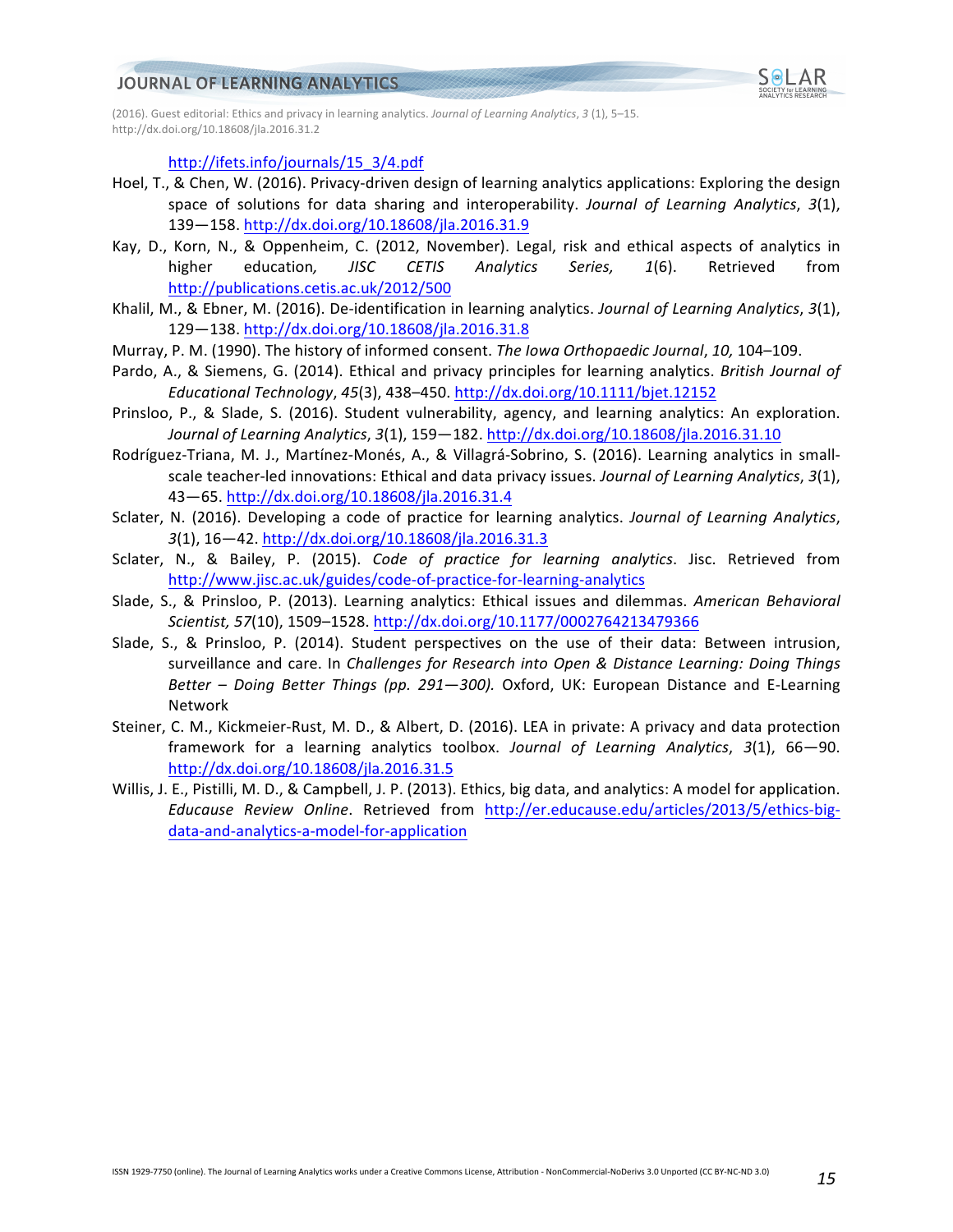http://ifets.info/journals/15_3/4.pdf

Hoel, T., & Chen, W. (2016). Privacy-driven design of learning analytics applications: Exploring the design space of solutions for data sharing and interoperability. *Journal of Learning Analytics*, *3*(1), 139—158. http://dx.doi.org/10.18608/jla.2016.31.9

Kay, D., Korn, N., & Oppenheim, C. (2012, November). Legal, risk and ethical aspects of analytics in higher education*, JISC CETIS Analytics Series,* *1*(6). Retrieved from http://publications.cetis.ac.uk/2012/500

Khalil, M., & Ebner, M. (2016). De-identification in learning analytics. *Journal of Learning Analytics*, *3*(1), 129—138. http://dx.doi.org/10.18608/jla.2016.31.8

Murray, P. M. (1990). The history of informed consent. *The Iowa Orthopaedic Journal*, *10,* 104–109.

Pardo, A., & Siemens, G. (2014). Ethical and privacy principles for learning analytics. *British Journal of Educational Technology*, *45*(3), 438–450. http://dx.doi.org/10.1111/bjet.12152

Prinsloo, P., & Slade, S. (2016). Student vulnerability, agency, and learning analytics: An exploration. *Journal of Learning Analytics*, *3*(1), 159—182. http://dx.doi.org/10.18608/jla.2016.31.10

Rodríguez-Triana, M. J., Martínez-Monés, A., & Villagrá-Sobrino, S. (2016). Learning analytics in small-scale teacher-led innovations: Ethical and data privacy issues. *Journal of Learning Analytics*, *3*(1), 43—65. http://dx.doi.org/10.18608/jla.2016.31.4

Sclater, N. (2016). Developing a code of practice for learning analytics. *Journal of Learning Analytics*, *3*(1), 16—42. http://dx.doi.org/10.18608/jla.2016.31.3

Sclater, N., & Bailey, P. (2015). *Code of practice for learning analytics*. Jisc. Retrieved from http://www.jisc.ac.uk/guides/code-of-practice-for-learning-analytics

Slade, S., & Prinsloo, P. (2013). Learning analytics: Ethical issues and dilemmas. *American Behavioral Scientist, 57*(10), 1509–1528. http://dx.doi.org/10.1177/0002764213479366

Slade, S., & Prinsloo, P. (2014). Student perspectives on the use of their data: Between intrusion, surveillance and care. In *Challenges for Research into Open & Distance Learning: Doing Things Better – Doing Better Things (pp. 291—300).* Oxford, UK: European Distance and E-Learning Network

Steiner, C. M., Kickmeier-Rust, M. D., & Albert, D. (2016). LEA in private: A privacy and data protection framework for a learning analytics toolbox. *Journal of Learning Analytics*, *3*(1), 66—90. http://dx.doi.org/10.18608/jla.2016.31.5

Willis, J. E., Pistilli, M. D., & Campbell, J. P. (2013). Ethics, big data, and analytics: A model for application. *Educause Review Online*. Retrieved from http://er.educause.edu/articles/2013/5/ethics-big-data-and-analytics-a-model-for-application